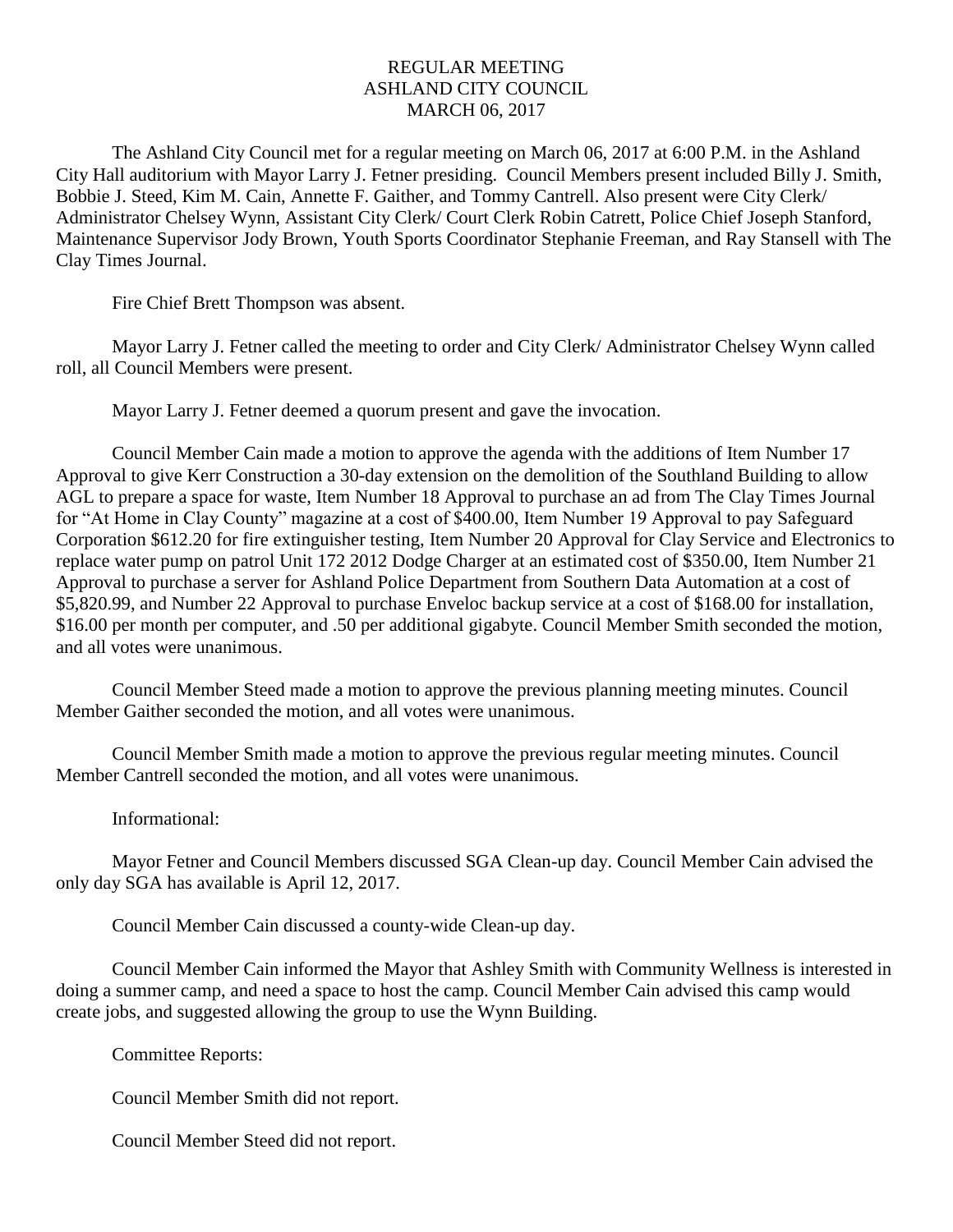# REGULAR MEETING
# ASHLAND CITY COUNCIL
# MARCH 06, 2017

The Ashland City Council met for a regular meeting on March 06, 2017 at 6:00 P.M. in the Ashland City Hall auditorium with Mayor Larry J. Fetner presiding. Council Members present included Billy J. Smith, Bobbie J. Steed, Kim M. Cain, Annette F. Gaither, and Tommy Cantrell. Also present were City Clerk/ Administrator Chelsey Wynn, Assistant City Clerk/ Court Clerk Robin Catrett, Police Chief Joseph Stanford, Maintenance Supervisor Jody Brown, Youth Sports Coordinator Stephanie Freeman, and Ray Stansell with The Clay Times Journal.

Fire Chief Brett Thompson was absent.

Mayor Larry J. Fetner called the meeting to order and City Clerk/ Administrator Chelsey Wynn called roll, all Council Members were present.

Mayor Larry J. Fetner deemed a quorum present and gave the invocation.

Council Member Cain made a motion to approve the agenda with the additions of Item Number 17 Approval to give Kerr Construction a 30-day extension on the demolition of the Southland Building to allow AGL to prepare a space for waste, Item Number 18 Approval to purchase an ad from The Clay Times Journal for "At Home in Clay County" magazine at a cost of $400.00, Item Number 19 Approval to pay Safeguard Corporation $612.20 for fire extinguisher testing, Item Number 20 Approval for Clay Service and Electronics to replace water pump on patrol Unit 172 2012 Dodge Charger at an estimated cost of $350.00, Item Number 21 Approval to purchase a server for Ashland Police Department from Southern Data Automation at a cost of $5,820.99, and Number 22 Approval to purchase Enveloc backup service at a cost of $168.00 for installation, $16.00 per month per computer, and .50 per additional gigabyte. Council Member Smith seconded the motion, and all votes were unanimous.

Council Member Steed made a motion to approve the previous planning meeting minutes. Council Member Gaither seconded the motion, and all votes were unanimous.

Council Member Smith made a motion to approve the previous regular meeting minutes. Council Member Cantrell seconded the motion, and all votes were unanimous.

Informational:

Mayor Fetner and Council Members discussed SGA Clean-up day. Council Member Cain advised the only day SGA has available is April 12, 2017.

Council Member Cain discussed a county-wide Clean-up day.

Council Member Cain informed the Mayor that Ashley Smith with Community Wellness is interested in doing a summer camp, and need a space to host the camp. Council Member Cain advised this camp would create jobs, and suggested allowing the group to use the Wynn Building.

Committee Reports:

Council Member Smith did not report.

Council Member Steed did not report.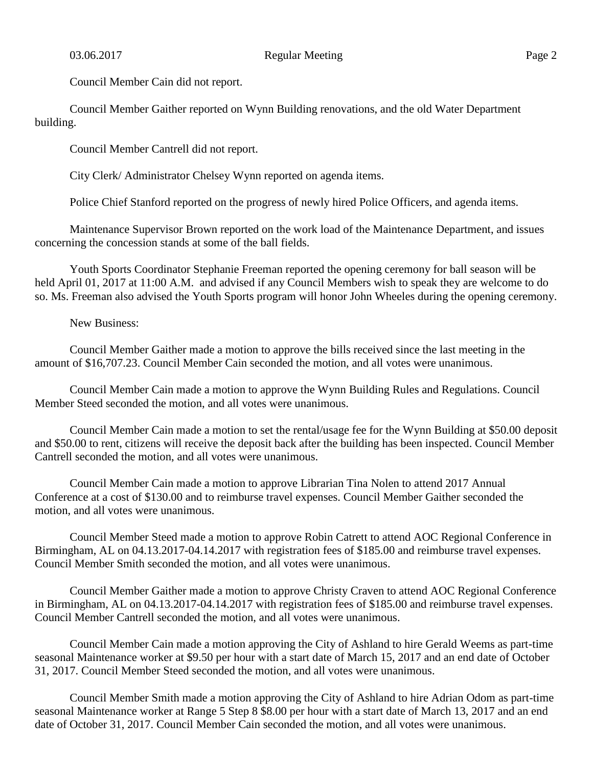Council Member Cain did not report.

Council Member Gaither reported on Wynn Building renovations, and the old Water Department building.

Council Member Cantrell did not report.

City Clerk/ Administrator Chelsey Wynn reported on agenda items.

Police Chief Stanford reported on the progress of newly hired Police Officers, and agenda items.

Maintenance Supervisor Brown reported on the work load of the Maintenance Department, and issues concerning the concession stands at some of the ball fields.

Youth Sports Coordinator Stephanie Freeman reported the opening ceremony for ball season will be held April 01, 2017 at 11:00 A.M. and advised if any Council Members wish to speak they are welcome to do so. Ms. Freeman also advised the Youth Sports program will honor John Wheeles during the opening ceremony.

New Business:

Council Member Gaither made a motion to approve the bills received since the last meeting in the amount of $16,707.23. Council Member Cain seconded the motion, and all votes were unanimous.

Council Member Cain made a motion to approve the Wynn Building Rules and Regulations. Council Member Steed seconded the motion, and all votes were unanimous.

Council Member Cain made a motion to set the rental/usage fee for the Wynn Building at $50.00 deposit and $50.00 to rent, citizens will receive the deposit back after the building has been inspected. Council Member Cantrell seconded the motion, and all votes were unanimous.

Council Member Cain made a motion to approve Librarian Tina Nolen to attend 2017 Annual Conference at a cost of $130.00 and to reimburse travel expenses. Council Member Gaither seconded the motion, and all votes were unanimous.

Council Member Steed made a motion to approve Robin Catrett to attend AOC Regional Conference in Birmingham, AL on 04.13.2017-04.14.2017 with registration fees of $185.00 and reimburse travel expenses. Council Member Smith seconded the motion, and all votes were unanimous.

Council Member Gaither made a motion to approve Christy Craven to attend AOC Regional Conference in Birmingham, AL on 04.13.2017-04.14.2017 with registration fees of $185.00 and reimburse travel expenses. Council Member Cantrell seconded the motion, and all votes were unanimous.

Council Member Cain made a motion approving the City of Ashland to hire Gerald Weems as part-time seasonal Maintenance worker at $9.50 per hour with a start date of March 15, 2017 and an end date of October 31, 2017. Council Member Steed seconded the motion, and all votes were unanimous.

Council Member Smith made a motion approving the City of Ashland to hire Adrian Odom as part-time seasonal Maintenance worker at Range 5 Step 8 $8.00 per hour with a start date of March 13, 2017 and an end date of October 31, 2017. Council Member Cain seconded the motion, and all votes were unanimous.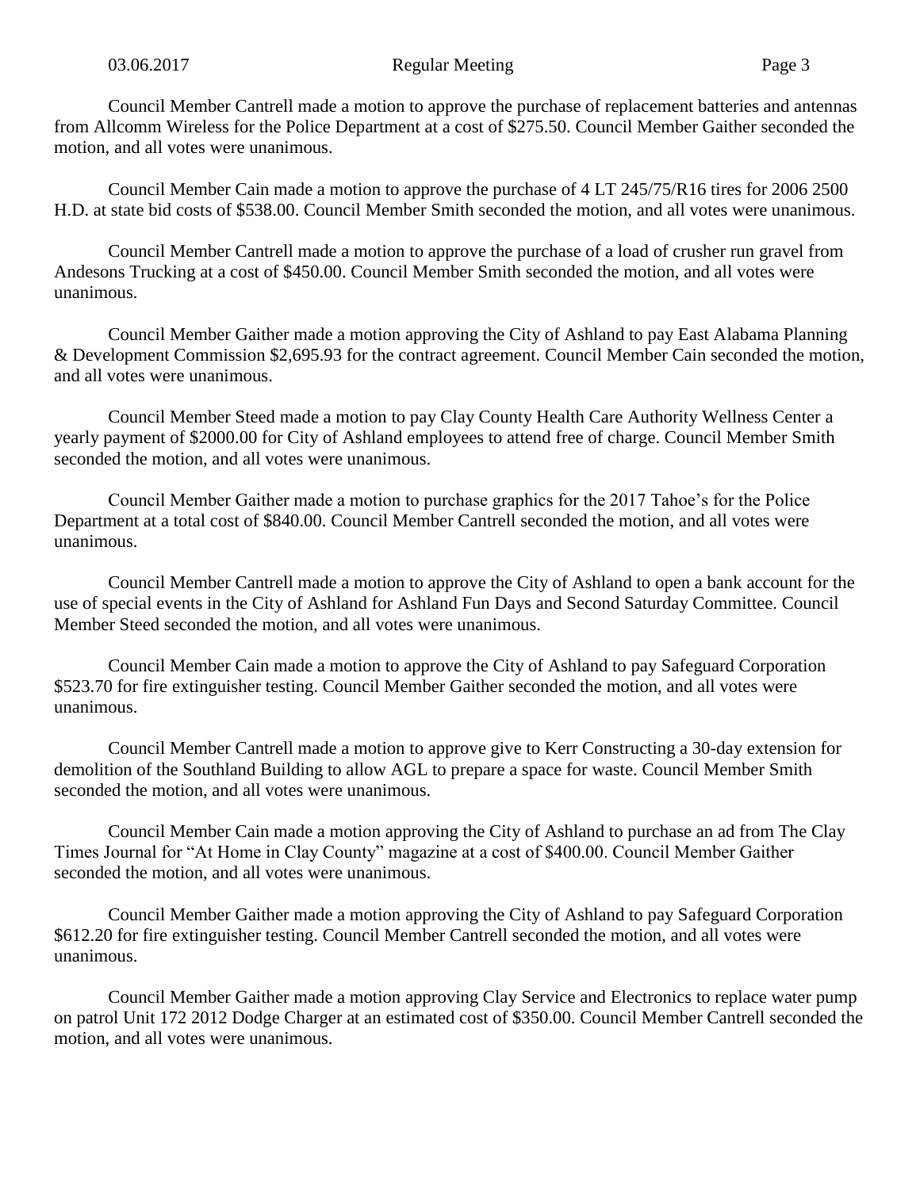Council Member Cantrell made a motion to approve the purchase of replacement batteries and antennas from Allcomm Wireless for the Police Department at a cost of $275.50. Council Member Gaither seconded the motion, and all votes were unanimous.

Council Member Cain made a motion to approve the purchase of 4 LT 245/75/R16 tires for 2006 2500 H.D. at state bid costs of $538.00. Council Member Smith seconded the motion, and all votes were unanimous.

Council Member Cantrell made a motion to approve the purchase of a load of crusher run gravel from Andesons Trucking at a cost of $450.00. Council Member Smith seconded the motion, and all votes were unanimous.

Council Member Gaither made a motion approving the City of Ashland to pay East Alabama Planning & Development Commission $2,695.93 for the contract agreement. Council Member Cain seconded the motion, and all votes were unanimous.

Council Member Steed made a motion to pay Clay County Health Care Authority Wellness Center a yearly payment of $2000.00 for City of Ashland employees to attend free of charge. Council Member Smith seconded the motion, and all votes were unanimous.

Council Member Gaither made a motion to purchase graphics for the 2017 Tahoe's for the Police Department at a total cost of $840.00. Council Member Cantrell seconded the motion, and all votes were unanimous.

Council Member Cantrell made a motion to approve the City of Ashland to open a bank account for the use of special events in the City of Ashland for Ashland Fun Days and Second Saturday Committee. Council Member Steed seconded the motion, and all votes were unanimous.

Council Member Cain made a motion to approve the City of Ashland to pay Safeguard Corporation $523.70 for fire extinguisher testing. Council Member Gaither seconded the motion, and all votes were unanimous.

Council Member Cantrell made a motion to approve give to Kerr Constructing a 30-day extension for demolition of the Southland Building to allow AGL to prepare a space for waste. Council Member Smith seconded the motion, and all votes were unanimous.

Council Member Cain made a motion approving the City of Ashland to purchase an ad from The Clay Times Journal for "At Home in Clay County" magazine at a cost of $400.00. Council Member Gaither seconded the motion, and all votes were unanimous.

Council Member Gaither made a motion approving the City of Ashland to pay Safeguard Corporation $612.20 for fire extinguisher testing. Council Member Cantrell seconded the motion, and all votes were unanimous.

Council Member Gaither made a motion approving Clay Service and Electronics to replace water pump on patrol Unit 172 2012 Dodge Charger at an estimated cost of $350.00. Council Member Cantrell seconded the motion, and all votes were unanimous.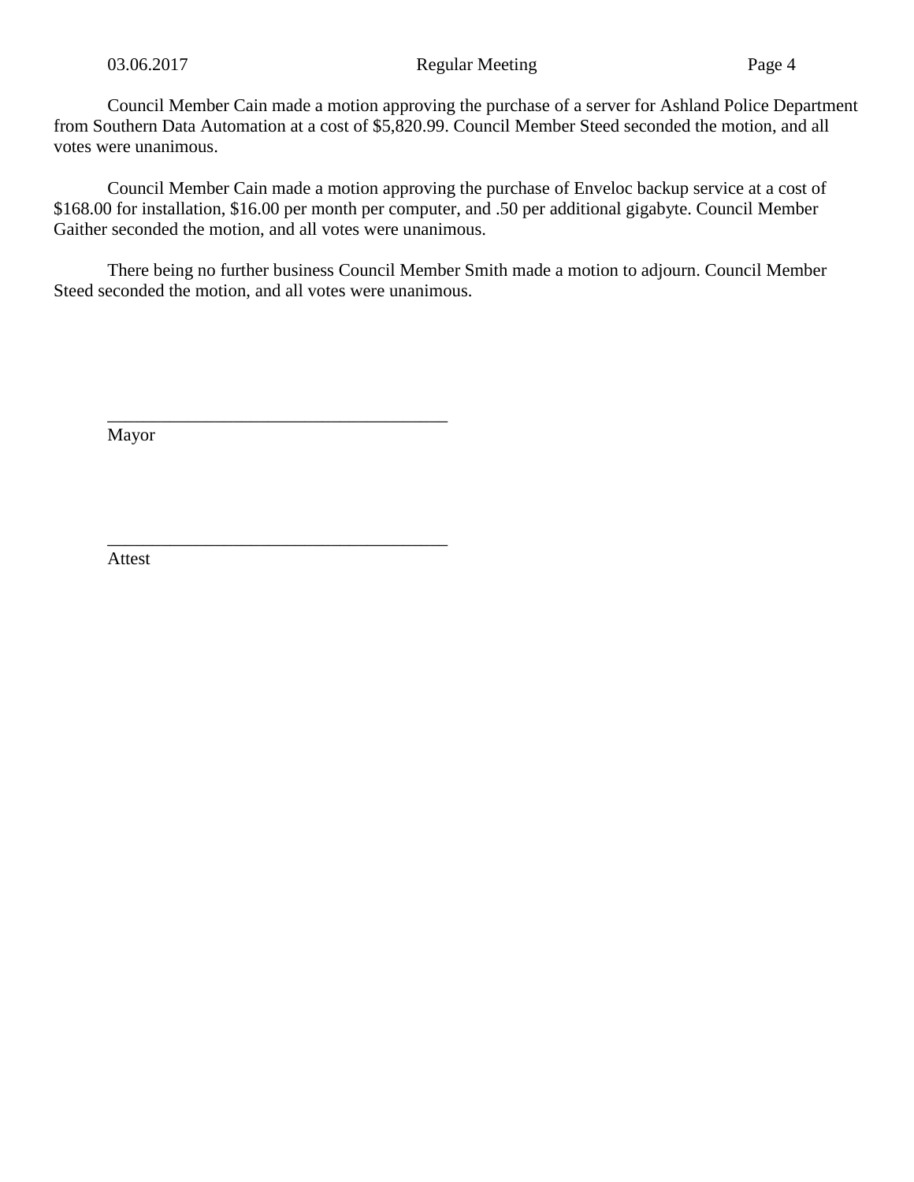Council Member Cain made a motion approving the purchase of a server for Ashland Police Department from Southern Data Automation at a cost of $5,820.99. Council Member Steed seconded the motion, and all votes were unanimous.

Council Member Cain made a motion approving the purchase of Enveloc backup service at a cost of $168.00 for installation, $16.00 per month per computer, and .50 per additional gigabyte. Council Member Gaither seconded the motion, and all votes were unanimous.

There being no further business Council Member Smith made a motion to adjourn. Council Member Steed seconded the motion, and all votes were unanimous.

_______________________________________
Mayor

_______________________________________
Attest